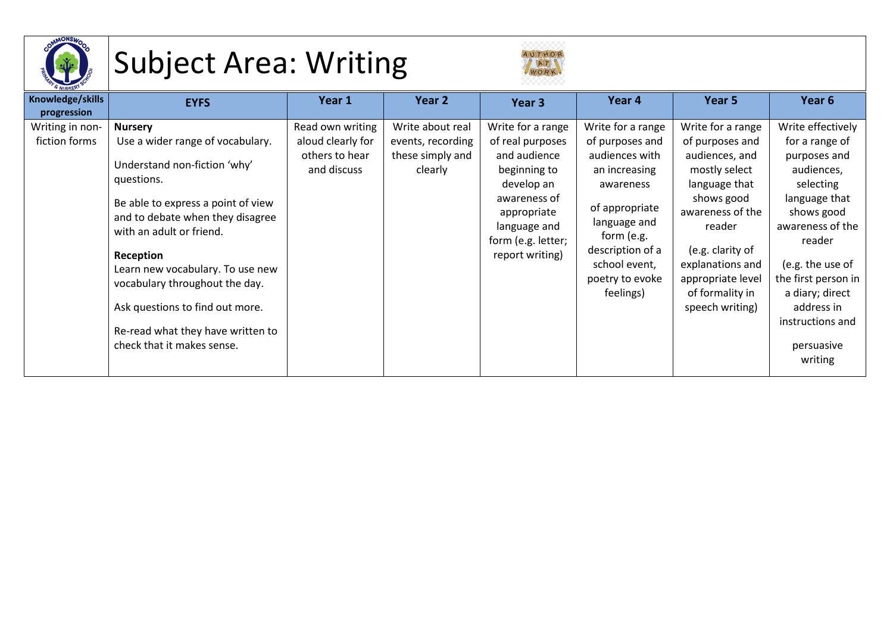# Subject Area: Writing

| Knowledge/skills progression | EYFS | Year 1 | Year 2 | Year 3 | Year 4 | Year 5 | Year 6 |
|---|---|---|---|---|---|---|---|
| Writing in non-fiction forms | **Nursery**<br>Use a wider range of vocabulary.<br><br>Understand non-fiction 'why' questions.<br><br>Be able to express a point of view and to debate when they disagree with an adult or friend.<br><br>**Reception**<br>Learn new vocabulary. To use new vocabulary throughout the day.<br><br>Ask questions to find out more.<br><br>Re-read what they have written to check that it makes sense. | Read own writing aloud clearly for others to hear and discuss | Write about real events, recording these simply and clearly | Write for a range of real purposes and audience beginning to develop an awareness of appropriate language and form (e.g. letter; report writing) | Write for a range of purposes and audiences with an increasing awareness<br><br>of appropriate language and form (e.g. description of a school event, poetry to evoke feelings) | Write for a range of purposes and audiences, and mostly select language that shows good awareness of the reader<br><br>(e.g. clarity of explanations and appropriate level of formality in speech writing) | Write effectively for a range of purposes and audiences, selecting language that shows good awareness of the reader<br><br>(e.g. the use of the first person in a diary; direct address in instructions and<br><br>persuasive writing |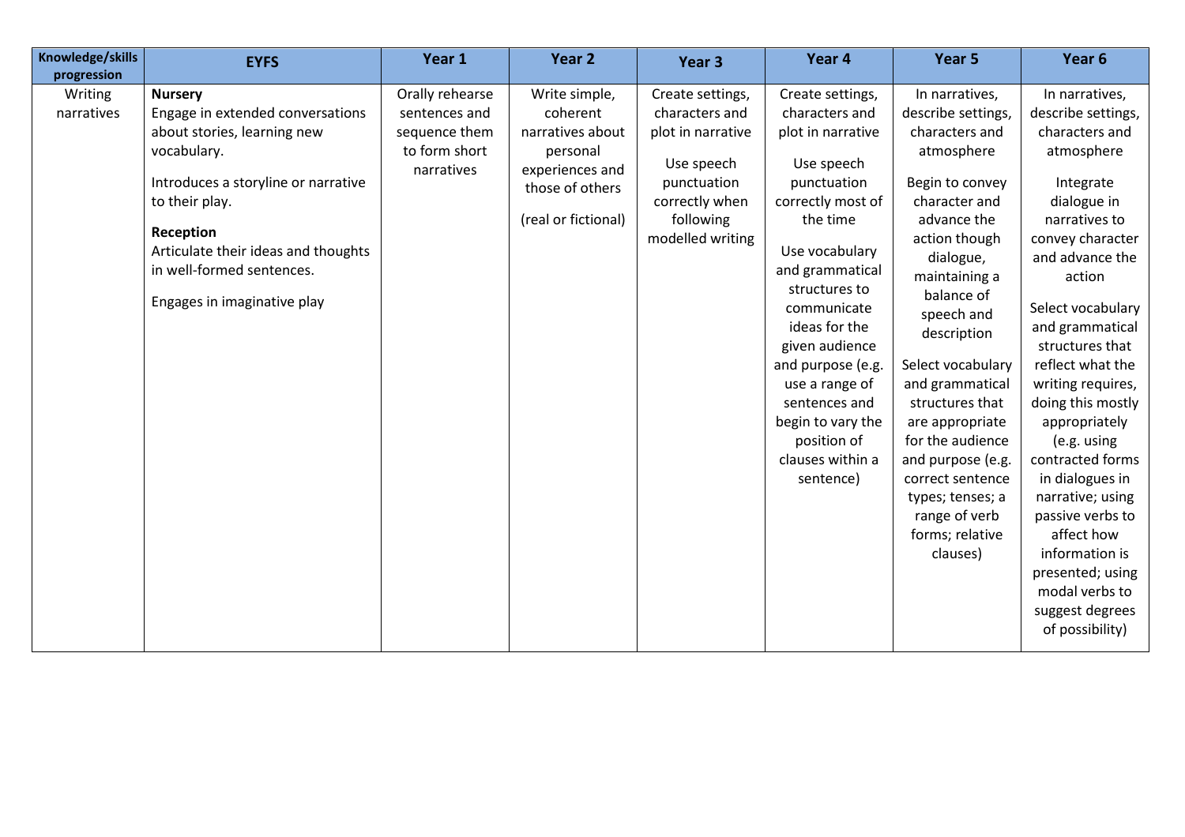| Knowledge/skills progression | EYFS | Year 1 | Year 2 | Year 3 | Year 4 | Year 5 | Year 6 |
|---|---|---|---|---|---|---|---|
| Writing narratives | **Nursery**<br>Engage in extended conversations about stories, learning new vocabulary.<br><br>Introduces a storyline or narrative to their play.<br><br>**Reception**<br>Articulate their ideas and thoughts in well-formed sentences.<br><br>Engages in imaginative play | Orally rehearse sentences and sequence them to form short narratives | Write simple, coherent narratives about personal experiences and those of others<br><br>(real or fictional) | Create settings, characters and plot in narrative<br><br>Use speech punctuation correctly when following modelled writing | Create settings, characters and plot in narrative<br><br>Use speech punctuation correctly most of the time<br><br>Use vocabulary and grammatical structures to communicate ideas for the given audience and purpose (e.g. use a range of sentences and begin to vary the position of clauses within a sentence) | In narratives, describe settings, characters and atmosphere<br><br>Begin to convey character and advance the action though dialogue, maintaining a balance of speech and description<br><br>Select vocabulary and grammatical structures that are appropriate for the audience and purpose (e.g. correct sentence types; tenses; a range of verb forms; relative clauses) | In narratives, describe settings, characters and atmosphere<br><br>Integrate dialogue in narratives to convey character and advance the action<br><br>Select vocabulary and grammatical structures that reflect what the writing requires, doing this mostly appropriately (e.g. using contracted forms in dialogues in narrative; using passive verbs to affect how information is presented; using modal verbs to suggest degrees of possibility) |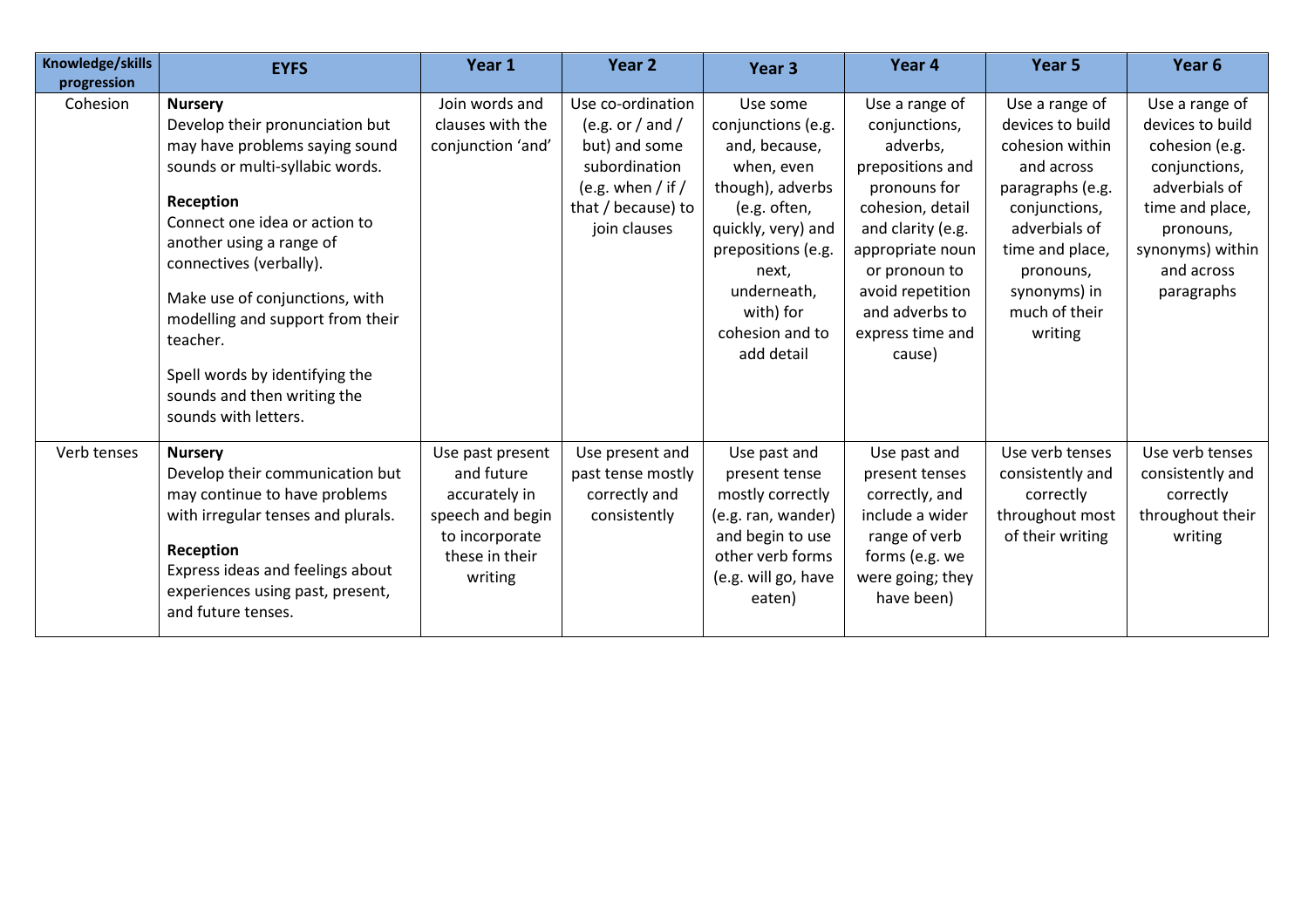| Knowledge/skills progression | EYFS | Year 1 | Year 2 | Year 3 | Year 4 | Year 5 | Year 6 |
|---|---|---|---|---|---|---|---|
| Cohesion | **Nursery**<br>Develop their pronunciation but may have problems saying sound sounds or multi-syllabic words.<br>**Reception**<br>Connect one idea or action to another using a range of connectives (verbally).<br>Make use of conjunctions, with modelling and support from their teacher.<br>Spell words by identifying the sounds and then writing the sounds with letters. | Join words and clauses with the conjunction 'and' | Use co-ordination (e.g. or / and / but) and some subordination (e.g. when / if / that / because) to join clauses | Use some conjunctions (e.g. and, because, when, even though), adverbs (e.g. often, quickly, very) and prepositions (e.g. next, underneath, with) for cohesion and to add detail | Use a range of conjunctions, adverbs, prepositions and pronouns for cohesion, detail and clarity (e.g. appropriate noun or pronoun to avoid repetition and adverbs to express time and cause) | Use a range of devices to build cohesion within and across paragraphs (e.g. conjunctions, adverbials of time and place, pronouns, synonyms) in much of their writing | Use a range of devices to build cohesion (e.g. conjunctions, adverbials of time and place, pronouns, synonyms) within and across paragraphs |
| Verb tenses | **Nursery**<br>Develop their communication but may continue to have problems with irregular tenses and plurals.<br>**Reception**<br>Express ideas and feelings about experiences using past, present, and future tenses. | Use past present and future accurately in speech and begin to incorporate these in their writing | Use present and past tense mostly correctly and consistently | Use past and present tense mostly correctly (e.g. ran, wander) and begin to use other verb forms (e.g. will go, have eaten) | Use past and present tenses correctly, and include a wider range of verb forms (e.g. we were going; they have been) | Use verb tenses consistently and correctly throughout most of their writing | Use verb tenses consistently and correctly throughout their writing |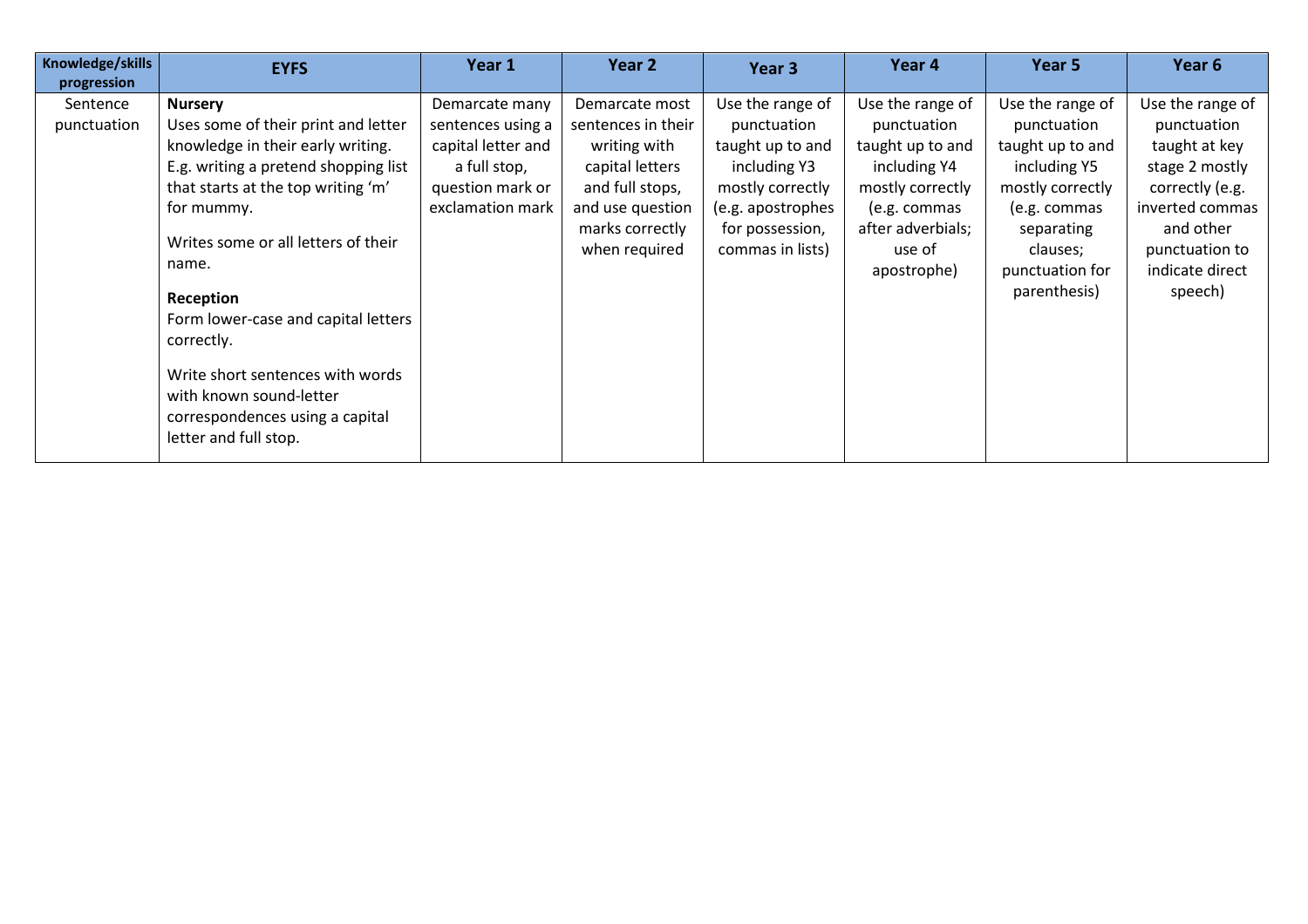| Knowledge/skills progression | EYFS | Year 1 | Year 2 | Year 3 | Year 4 | Year 5 | Year 6 |
|---|---|---|---|---|---|---|---|
| Sentence punctuation | **Nursery**<br>Uses some of their print and letter knowledge in their early writing. E.g. writing a pretend shopping list that starts at the top writing 'm' for mummy.<br><br>Writes some or all letters of their name.<br><br>**Reception**<br>Form lower-case and capital letters correctly.<br><br>Write short sentences with words with known sound-letter correspondences using a capital letter and full stop. | Demarcate many sentences using a capital letter and a full stop, question mark or exclamation mark | Demarcate most sentences in their writing with capital letters and full stops, and use question marks correctly when required | Use the range of punctuation taught up to and including Y3 mostly correctly (e.g. apostrophes for possession, commas in lists) | Use the range of punctuation taught up to and including Y4 mostly correctly (e.g. commas after adverbials; use of apostrophe) | Use the range of punctuation taught up to and including Y5 mostly correctly (e.g. commas separating clauses; punctuation for parenthesis) | Use the range of punctuation taught at key stage 2 mostly correctly (e.g. inverted commas and other punctuation to indicate direct speech) |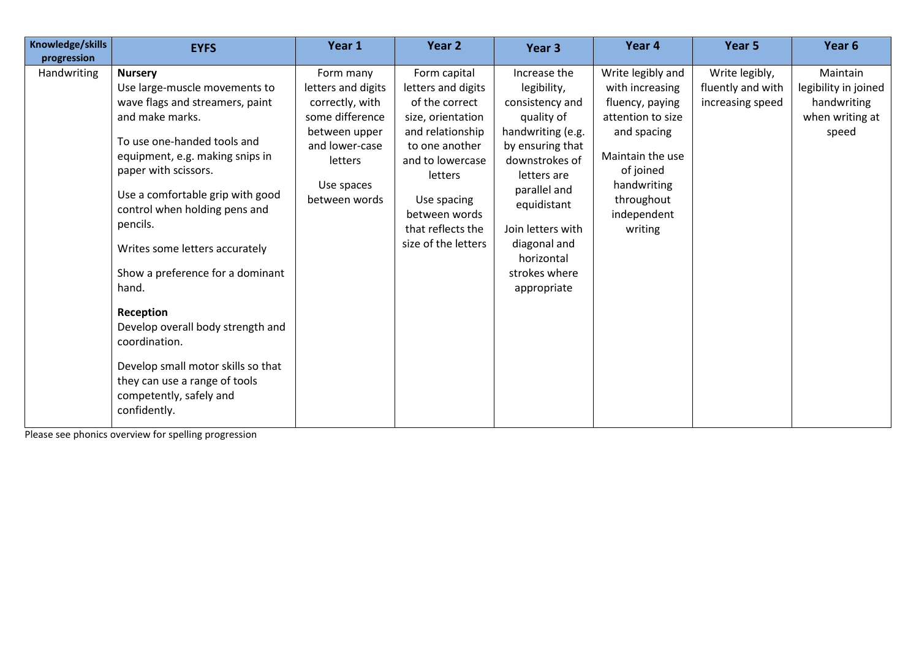| Knowledge/skills progression | EYFS | Year 1 | Year 2 | Year 3 | Year 4 | Year 5 | Year 6 |
|---|---|---|---|---|---|---|---|
| Handwriting | **Nursery**<br>Use large-muscle movements to wave flags and streamers, paint and make marks.<br><br>To use one-handed tools and equipment, e.g. making snips in paper with scissors.<br><br>Use a comfortable grip with good control when holding pens and pencils.<br><br>Writes some letters accurately<br><br>Show a preference for a dominant hand.<br><br>**Reception**<br>Develop overall body strength and coordination.<br><br>Develop small motor skills so that they can use a range of tools competently, safely and confidently. | Form many letters and digits correctly, with some difference between upper and lower-case letters<br><br>Use spaces between words | Form capital letters and digits of the correct size, orientation and relationship to one another and to lowercase letters<br><br>Use spacing between words that reflects the size of the letters | Increase the legibility, consistency and quality of handwriting (e.g. by ensuring that downstrokes of letters are parallel and equidistant<br><br>Join letters with diagonal and horizontal strokes where appropriate | Write legibly and with increasing fluency, paying attention to size and spacing<br><br>Maintain the use of joined handwriting throughout independent writing | Write legibly, fluently and with increasing speed | Maintain legibility in joined handwriting when writing at speed |

Please see phonics overview for spelling progression